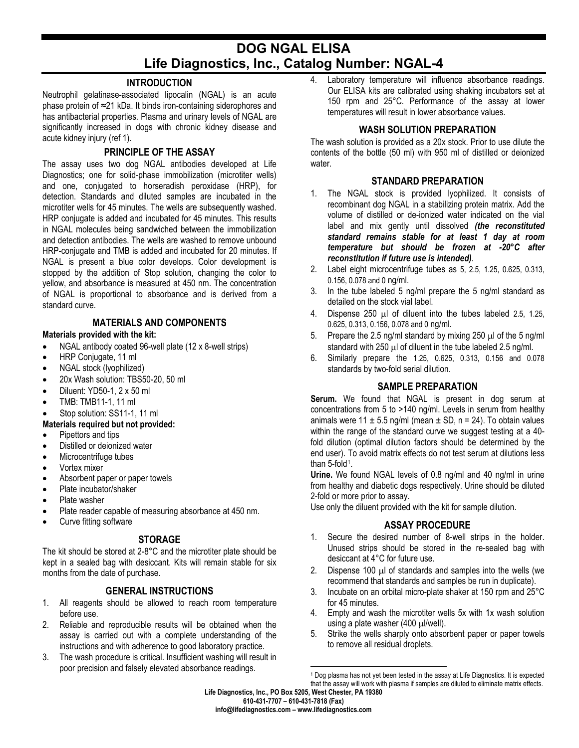# DOG NGAL ELISA

# Life Diagnostics, Inc., Catalog Number: NGAL-4

## INTRODUCTION

Neutrophil gelatinase-associated lipocalin (NGAL) is an acute phase protein of ≈21 kDa. It binds iron-containing siderophores and has antibacterial properties. Plasma and urinary levels of NGAL are significantly increased in dogs with chronic kidney disease and acute kidney injury (ref 1).

## PRINCIPLE OF THE ASSAY

The assay uses two dog NGAL antibodies developed at Life Diagnostics; one for solid-phase immobilization (microtiter wells) and one, conjugated to horseradish peroxidase (HRP), for detection. Standards and diluted samples are incubated in the microtiter wells for 45 minutes. The wells are subsequently washed. HRP conjugate is added and incubated for 45 minutes. This results in NGAL molecules being sandwiched between the immobilization and detection antibodies. The wells are washed to remove unbound HRP-conjugate and TMB is added and incubated for 20 minutes. If NGAL is present a blue color develops. Color development is stopped by the addition of Stop solution, changing the color to yellow, and absorbance is measured at 450 nm. The concentration of NGAL is proportional to absorbance and is derived from a standard curve.

## MATERIALS AND COMPONENTS

**Materials provided with the kit:**

- NGAL antibody coated 96-well plate (12 x 8-well strips)
- HRP Conjugate, 11 ml
- NGAL stock (lyophilized)
- 20x Wash solution: TBS50-20, 50 ml
- Diluent: YD50-1, 2 x 50 ml
- TMB: TMB11-1, 11 ml
- Stop solution: SS11-1, 11 ml

**Materials required but not provided:**

- Pipettors and tips
- Distilled or deionized water
- Microcentrifuge tubes
- Vortex mixer
- Absorbent paper or paper towels
- Plate incubator/shaker
- Plate washer
- Plate reader capable of measuring absorbance at 450 nm.
- Curve fitting software

## STORAGE

The kit should be stored at 2-8°C and the microtiter plate should be kept in a sealed bag with desiccant. Kits will remain stable for six months from the date of purchase.

## GENERAL INSTRUCTIONS

1. All reagents should be allowed to reach room temperature before use.
2. Reliable and reproducible results will be obtained when the assay is carried out with a complete understanding of the instructions and with adherence to good laboratory practice.
3. The wash procedure is critical. Insufficient washing will result in poor precision and falsely elevated absorbance readings.
4. Laboratory temperature will influence absorbance readings. Our ELISA kits are calibrated using shaking incubators set at 150 rpm and 25°C. Performance of the assay at lower temperatures will result in lower absorbance values.

## WASH SOLUTION PREPARATION

The wash solution is provided as a 20x stock. Prior to use dilute the contents of the bottle (50 ml) with 950 ml of distilled or deionized water.

## STANDARD PREPARATION

1. The NGAL stock is provided lyophilized. It consists of recombinant dog NGAL in a stabilizing protein matrix. Add the volume of distilled or de-ionized water indicated on the vial label and mix gently until dissolved ***(the reconstituted standard remains stable for at least 1 day at room temperature but should be frozen at -20°C after reconstitution if future use is intended)***.
2. Label eight microcentrifuge tubes as 5, 2.5, 1.25, 0.625, 0.313, 0.156, 0.078 and 0 ng/ml.
3. In the tube labeled 5 ng/ml prepare the 5 ng/ml standard as detailed on the stock vial label.
4. Dispense 250 μl of diluent into the tubes labeled 2.5, 1.25, 0.625, 0.313, 0.156, 0.078 and 0 ng/ml.
5. Prepare the 2.5 ng/ml standard by mixing 250 μl of the 5 ng/ml standard with 250 μl of diluent in the tube labeled 2.5 ng/ml.
6. Similarly prepare the 1.25, 0.625, 0.313, 0.156 and 0.078 standards by two-fold serial dilution.

## SAMPLE PREPARATION

**Serum.** We found that NGAL is present in dog serum at concentrations from 5 to >140 ng/ml. Levels in serum from healthy animals were 11 ± 5.5 ng/ml (mean ± SD, n = 24). To obtain values within the range of the standard curve we suggest testing at a 40-fold dilution (optimal dilution factors should be determined by the end user). To avoid matrix effects do not test serum at dilutions less than 5-fold[1].

**Urine.** We found NGAL levels of 0.8 ng/ml and 40 ng/ml in urine from healthy and diabetic dogs respectively. Urine should be diluted 2-fold or more prior to assay.

Use only the diluent provided with the kit for sample dilution.

## ASSAY PROCEDURE

1. Secure the desired number of 8-well strips in the holder. Unused strips should be stored in the re-sealed bag with desiccant at 4°C for future use.
2. Dispense 100 μl of standards and samples into the wells (we recommend that standards and samples be run in duplicate).
3. Incubate on an orbital micro-plate shaker at 150 rpm and 25°C for 45 minutes.
4. Empty and wash the microtiter wells 5x with 1x wash solution using a plate washer (400 μl/well).
5. Strike the wells sharply onto absorbent paper or paper towels to remove all residual droplets.

[1] Dog plasma has not yet been tested in the assay at Life Diagnostics. It is expected that the assay will work with plasma if samples are diluted to eliminate matrix effects.

**Life Diagnostics, Inc., PO Box 5205, West Chester, PA 19380**
**610-431-7707 – 610-431-7818 (Fax)**
**info@lifediagnostics.com – www.lifediagnostics.com**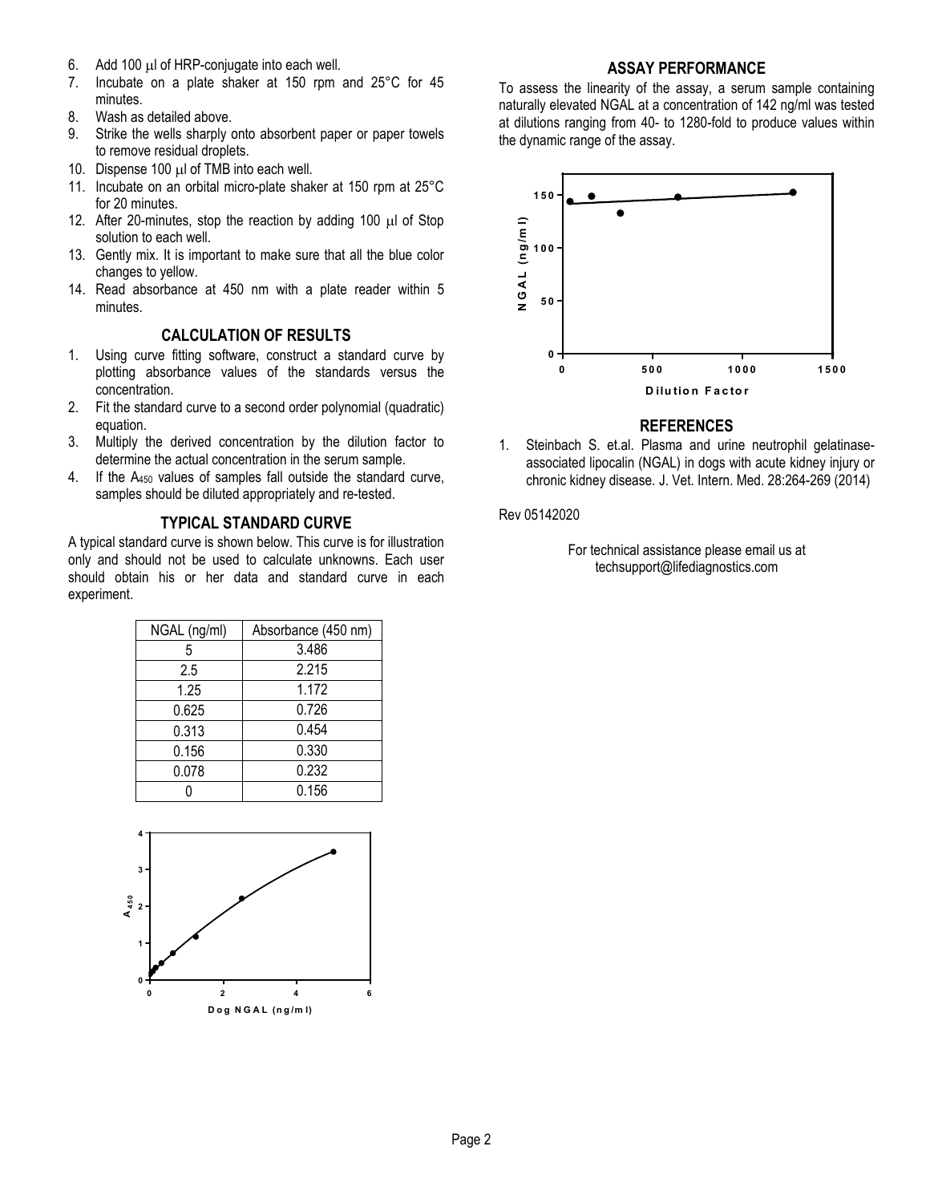6. Add 100 μl of HRP-conjugate into each well.
7. Incubate on a plate shaker at 150 rpm and 25°C for 45 minutes.
8. Wash as detailed above.
9. Strike the wells sharply onto absorbent paper or paper towels to remove residual droplets.
10. Dispense 100 μl of TMB into each well.
11. Incubate on an orbital micro-plate shaker at 150 rpm at 25°C for 20 minutes.
12. After 20-minutes, stop the reaction by adding 100 μl of Stop solution to each well.
13. Gently mix. It is important to make sure that all the blue color changes to yellow.
14. Read absorbance at 450 nm with a plate reader within 5 minutes.

## CALCULATION OF RESULTS

1. Using curve fitting software, construct a standard curve by plotting absorbance values of the standards versus the concentration.
2. Fit the standard curve to a second order polynomial (quadratic) equation.
3. Multiply the derived concentration by the dilution factor to determine the actual concentration in the serum sample.
4. If the $A_{450}$ values of samples fall outside the standard curve, samples should be diluted appropriately and re-tested.

## TYPICAL STANDARD CURVE

A typical standard curve is shown below. This curve is for illustration only and should not be used to calculate unknowns. Each user should obtain his or her data and standard curve in each experiment.

| NGAL (ng/ml) | Absorbance (450 nm) |
|---|---|
| 5 | 3.486 |
| 2.5 | 2.215 |
| 1.25 | 1.172 |
| 0.625 | 0.726 |
| 0.313 | 0.454 |
| 0.156 | 0.330 |
| 0.078 | 0.232 |
| 0 | 0.156 |

4
3
$A_{450}$
2
1
0
0
2
4
6
Dog NGAL (ng/ml)

## ASSAY PERFORMANCE

To assess the linearity of the assay, a serum sample containing naturally elevated NGAL at a concentration of 142 ng/ml was tested at dilutions ranging from 40- to 1280-fold to produce values within the dynamic range of the assay.

150
NGAL (ng/ml)
100
50
0
0
500
1000
1500
Dilution Factor

## REFERENCES

1. Steinbach S. et.al. Plasma and urine neutrophil gelatinase-associated lipocalin (NGAL) in dogs with acute kidney injury or chronic kidney disease. J. Vet. Intern. Med. 28:264-269 (2014)

Rev 05142020

For technical assistance please email us at techsupport@lifediagnostics.com